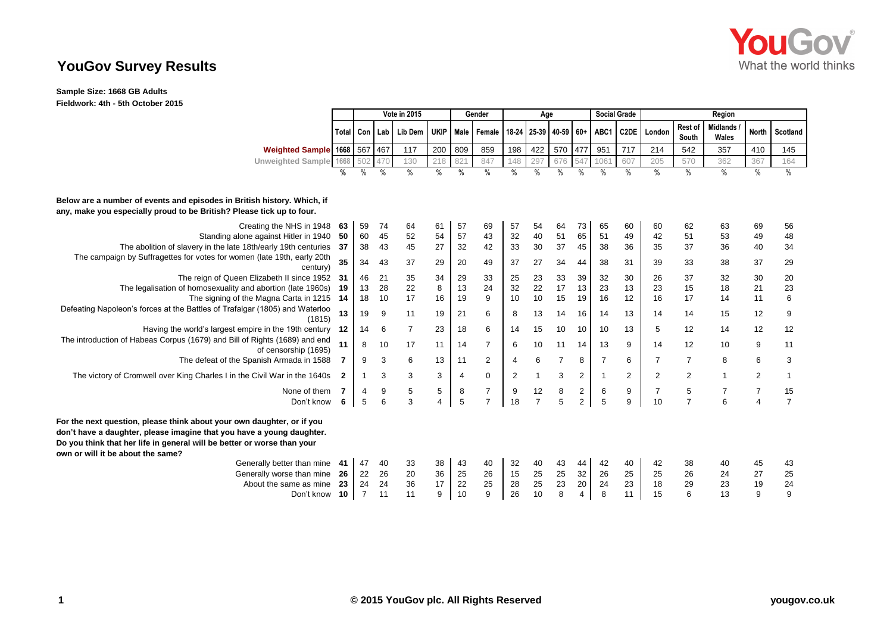# YouGov Survey Results

**Sample Size: 1668 GB Adults**
**Fieldwork: 4th - 5th October 2015**

| | Total | Vote in 2015 | | | | Gender | | Age | | | | Social Grade | | Region | | | | |
|---|---|---|---|---|---|---|---|---|---|---|---|---|---|---|---|---|---|---|
| | Total | Con | Lab | Lib Dem | UKIP | Male | Female | 18-24 | 25-39 | 40-59 | 60+ | ABC1 | C2DE | London | Rest of South | Midlands / Wales | North | Scotland |
| **Weighted Sample** | 1668 | 567 | 467 | 117 | 200 | 809 | 859 | 198 | 422 | 570 | 477 | 951 | 717 | 214 | 542 | 357 | 410 | 145 |
| Unweighted Sample | 1668 | 502 | 470 | 130 | 218 | 821 | 847 | 148 | 297 | 676 | 547 | 1061 | 607 | 205 | 570 | 362 | 367 | 164 |
| | % | % | % | % | % | % | % | % | % | % | % | % | % | % | % | % | % | % |
| **Below are a number of events and episodes in British history. Which, if any, make you especially proud to be British? Please tick up to four.** | | | | | | | | | | | | | | | | | | |
| Creating the NHS in 1948 | 63 | 59 | 74 | 64 | 61 | 57 | 69 | 57 | 54 | 64 | 73 | 65 | 60 | 60 | 62 | 63 | 69 | 56 |
| Standing alone against Hitler in 1940 | 50 | 60 | 45 | 52 | 54 | 57 | 43 | 32 | 40 | 51 | 65 | 51 | 49 | 42 | 51 | 53 | 49 | 48 |
| The abolition of slavery in the late 18th/early 19th centuries | 37 | 38 | 43 | 45 | 27 | 32 | 42 | 33 | 30 | 37 | 45 | 38 | 36 | 35 | 37 | 36 | 40 | 34 |
| The campaign by Suffragettes for votes for women (late 19th, early 20th century) | 35 | 34 | 43 | 37 | 29 | 20 | 49 | 37 | 27 | 34 | 44 | 38 | 31 | 39 | 33 | 38 | 37 | 29 |
| The reign of Queen Elizabeth II since 1952 | 31 | 46 | 21 | 35 | 34 | 29 | 33 | 25 | 23 | 33 | 39 | 32 | 30 | 26 | 37 | 32 | 30 | 20 |
| The legalisation of homosexuality and abortion (late 1960s) | 19 | 13 | 28 | 22 | 8 | 13 | 24 | 32 | 22 | 17 | 13 | 23 | 13 | 23 | 15 | 18 | 21 | 23 |
| The signing of the Magna Carta in 1215 | 14 | 18 | 10 | 17 | 16 | 19 | 9 | 10 | 10 | 15 | 19 | 16 | 12 | 16 | 17 | 14 | 11 | 6 |
| Defeating Napoleon's forces at the Battles of Trafalgar (1805) and Waterloo (1815) | 13 | 19 | 9 | 11 | 19 | 21 | 6 | 8 | 13 | 14 | 16 | 14 | 13 | 14 | 14 | 15 | 12 | 9 |
| Having the world's largest empire in the 19th century | 12 | 14 | 6 | 7 | 23 | 18 | 6 | 14 | 15 | 10 | 10 | 10 | 13 | 5 | 12 | 14 | 12 | 12 |
| The introduction of Habeas Corpus (1679) and Bill of Rights (1689) and end of censorship (1695) | 11 | 8 | 10 | 17 | 11 | 14 | 7 | 6 | 10 | 11 | 14 | 13 | 9 | 14 | 12 | 10 | 9 | 11 |
| The defeat of the Spanish Armada in 1588 | 7 | 9 | 3 | 6 | 13 | 11 | 2 | 4 | 6 | 7 | 8 | 7 | 6 | 7 | 7 | 8 | 6 | 3 |
| The victory of Cromwell over King Charles I in the Civil War in the 1640s | 2 | 1 | 3 | 3 | 3 | 4 | 0 | 2 | 1 | 3 | 2 | 1 | 2 | 2 | 2 | 1 | 2 | 1 |
| None of them | 7 | 4 | 9 | 5 | 5 | 8 | 7 | 9 | 12 | 8 | 2 | 6 | 9 | 7 | 5 | 7 | 7 | 15 |
| Don't know | 6 | 5 | 6 | 3 | 4 | 5 | 7 | 18 | 7 | 5 | 2 | 5 | 9 | 10 | 7 | 6 | 4 | 7 |
| **For the next question, please think about your own daughter, or if you don't have a daughter, please imagine that you have a young daughter. Do you think that her life in general will be better or worse than your own or will it be about the same?** | | | | | | | | | | | | | | | | | | |
| Generally better than mine | 41 | 47 | 40 | 33 | 38 | 43 | 40 | 32 | 40 | 43 | 44 | 42 | 40 | 42 | 38 | 40 | 45 | 43 |
| Generally worse than mine | 26 | 22 | 26 | 20 | 36 | 25 | 26 | 15 | 25 | 25 | 32 | 26 | 25 | 25 | 26 | 24 | 27 | 25 |
| About the same as mine | 23 | 24 | 24 | 36 | 17 | 22 | 25 | 28 | 25 | 23 | 20 | 24 | 23 | 18 | 29 | 23 | 19 | 24 |
| Don't know | 10 | 7 | 11 | 11 | 9 | 10 | 9 | 26 | 10 | 8 | 4 | 8 | 11 | 15 | 6 | 13 | 9 | 9 |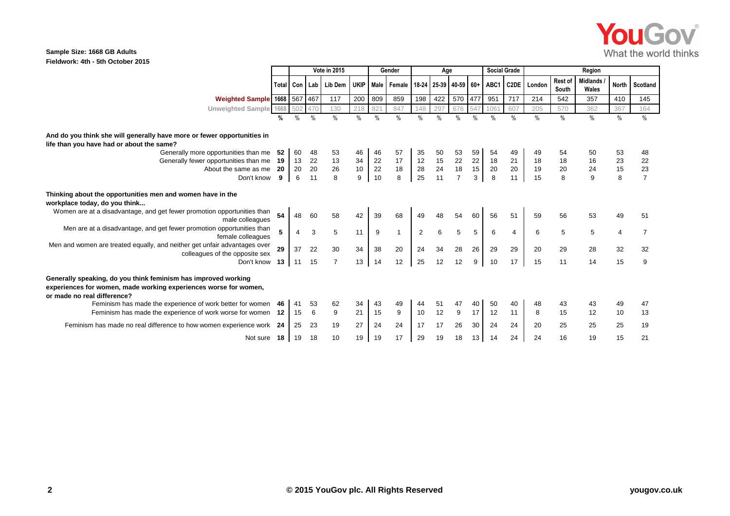Sample Size: 1668 GB Adults
Fieldwork: 4th - 5th October 2015

| | Total | Vote in 2015 | | | | Gender | | Age | | | | Social Grade | | Region | | | | |
|---|---|---|---|---|---|---|---|---|---|---|---|---|---|---|---|---|---|---|
| | Total | Con | Lab | Lib Dem | UKIP | Male | Female | 18-24 | 25-39 | 40-59 | 60+ | ABC1 | C2DE | London | Rest of South | Midlands / Wales | North | Scotland |
| **Weighted Sample** | 1668 | 567 | 467 | 117 | 200 | 809 | 859 | 198 | 422 | 570 | 477 | 951 | 717 | 214 | 542 | 357 | 410 | 145 |
| Unweighted Sample | 1668 | 502 | 470 | 130 | 218 | 821 | 847 | 148 | 297 | 676 | 547 | 1061 | 607 | 205 | 570 | 362 | 367 | 164 |
| | % | % | % | % | % | % | % | % | % | % | % | % | % | % | % | % | % | % |
| **And do you think she will generally have more or fewer opportunities in life than you have had or about the same?** | | | | | | | | | | | | | | | | | | |
| Generally more opportunities than me | 52 | 60 | 48 | 53 | 46 | 46 | 57 | 35 | 50 | 53 | 59 | 54 | 49 | 49 | 54 | 50 | 53 | 48 |
| Generally fewer opportunities than me | 19 | 13 | 22 | 13 | 34 | 22 | 17 | 12 | 15 | 22 | 22 | 18 | 21 | 18 | 18 | 16 | 23 | 22 |
| About the same as me | 20 | 20 | 20 | 26 | 10 | 22 | 18 | 28 | 24 | 18 | 15 | 20 | 20 | 19 | 20 | 24 | 15 | 23 |
| Don't know | 9 | 6 | 11 | 8 | 9 | 10 | 8 | 25 | 11 | 7 | 3 | 8 | 11 | 15 | 8 | 9 | 8 | 7 |
| **Thinking about the opportunities men and women have in the workplace today, do you think...** | | | | | | | | | | | | | | | | | | |
| Women are at a disadvantage, and get fewer promotion opportunities than male colleagues | 54 | 48 | 60 | 58 | 42 | 39 | 68 | 49 | 48 | 54 | 60 | 56 | 51 | 59 | 56 | 53 | 49 | 51 |
| Men are at a disadvantage, and get fewer promotion opportunities than female colleagues | 5 | 4 | 3 | 5 | 11 | 9 | 1 | 2 | 6 | 5 | 5 | 6 | 4 | 6 | 5 | 5 | 4 | 7 |
| Men and women are treated equally, and neither get unfair advantages over colleagues of the opposite sex | 29 | 37 | 22 | 30 | 34 | 38 | 20 | 24 | 34 | 28 | 26 | 29 | 29 | 20 | 29 | 28 | 32 | 32 |
| Don't know | 13 | 11 | 15 | 7 | 13 | 14 | 12 | 25 | 12 | 12 | 9 | 10 | 17 | 15 | 11 | 14 | 15 | 9 |
| **Generally speaking, do you think feminism has improved working experiences for women, made working experiences worse for women, or made no real difference?** | | | | | | | | | | | | | | | | | | |
| Feminism has made the experience of work better for women | 46 | 41 | 53 | 62 | 34 | 43 | 49 | 44 | 51 | 47 | 40 | 50 | 40 | 48 | 43 | 43 | 49 | 47 |
| Feminism has made the experience of work worse for women | 12 | 15 | 6 | 9 | 21 | 15 | 9 | 10 | 12 | 9 | 17 | 12 | 11 | 8 | 15 | 12 | 10 | 13 |
| Feminism has made no real difference to how women experience work | 24 | 25 | 23 | 19 | 27 | 24 | 24 | 17 | 17 | 26 | 30 | 24 | 24 | 20 | 25 | 25 | 25 | 19 |
| Not sure | 18 | 19 | 18 | 10 | 19 | 19 | 17 | 29 | 19 | 18 | 13 | 14 | 24 | 24 | 16 | 19 | 15 | 21 |

© 2015 YouGov plc. All Rights Reserved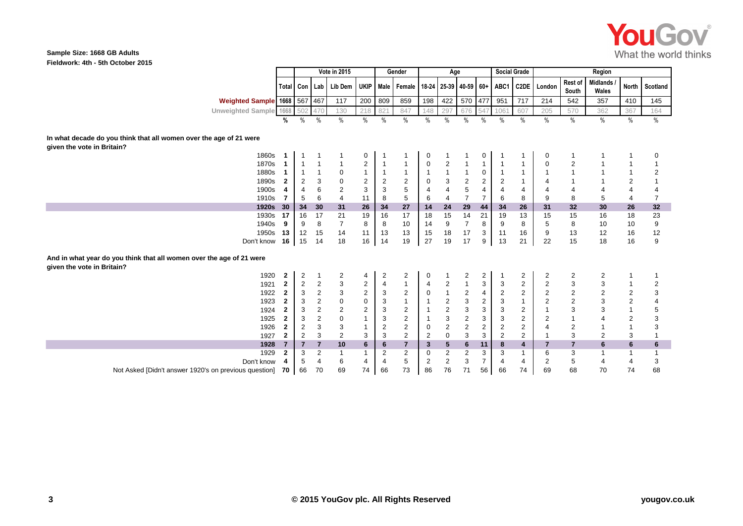Sample Size: 1668 GB Adults
Fieldwork: 4th - 5th October 2015

| | Total | Vote in 2015 | | | | Gender | | Age | | | | Social Grade | | Region | | | | |
|---|---|---|---|---|---|---|---|---|---|---|---|---|---|---|---|---|---|---|
| | | Con | Lab | Lib Dem | UKIP | Male | Female | 18-24 | 25-39 | 40-59 | 60+ | ABC1 | C2DE | London | Rest of South | Midlands / Wales | North | Scotland |
| **Weighted Sample** | 1668 | 567 | 467 | 117 | 200 | 809 | 859 | 198 | 422 | 570 | 477 | 951 | 717 | 214 | 542 | 357 | 410 | 145 |
| Unweighted Sample | 1668 | 502 | 470 | 130 | 218 | 821 | 847 | 148 | 297 | 676 | 547 | 1061 | 607 | 205 | 570 | 362 | 367 | 164 |
| | % | % | % | % | % | % | % | % | % | % | % | % | % | % | % | % | % | % |
| **In what decade do you think that all women over the age of 21 were given the vote in Britain?** | | | | | | | | | | | | | | | | | | |
| 1860s | **1** | 1 | 1 | 1 | 0 | 1 | 1 | 0 | 1 | 1 | 0 | 1 | 1 | 0 | 1 | 1 | 1 | 0 |
| 1870s | **1** | 1 | 1 | 1 | 2 | 1 | 1 | 0 | 2 | 1 | 1 | 1 | 1 | 0 | 2 | 1 | 1 | 1 |
| 1880s | **1** | 1 | 1 | 0 | 1 | 1 | 1 | 1 | 1 | 1 | 0 | 1 | 1 | 1 | 1 | 1 | 1 | 2 |
| 1890s | **2** | 2 | 3 | 0 | 2 | 2 | 2 | 0 | 3 | 2 | 2 | 2 | 1 | 4 | 1 | 1 | 2 | 1 |
| 1900s | **4** | 4 | 6 | 2 | 3 | 3 | 5 | 4 | 4 | 5 | 4 | 4 | 4 | 4 | 4 | 4 | 4 | 4 |
| 1910s | **7** | 5 | 6 | 4 | 11 | 8 | 5 | 6 | 4 | 7 | 7 | 6 | 8 | 9 | 8 | 5 | 4 | 7 |
| **1920s** | **30** | **34** | **30** | **31** | **26** | **34** | **27** | **14** | **24** | **29** | **44** | **34** | **26** | **31** | **32** | **30** | **26** | **32** |
| 1930s | **17** | 16 | 17 | 21 | 19 | 16 | 17 | 18 | 15 | 14 | 21 | 19 | 13 | 15 | 15 | 16 | 18 | 23 |
| 1940s | **9** | 9 | 8 | 7 | 8 | 8 | 10 | 14 | 9 | 7 | 8 | 9 | 8 | 5 | 8 | 10 | 10 | 9 |
| 1950s | **13** | 12 | 15 | 14 | 11 | 13 | 13 | 15 | 18 | 17 | 3 | 11 | 16 | 9 | 13 | 12 | 16 | 12 |
| Don't know | **16** | 15 | 14 | 18 | 16 | 14 | 19 | 27 | 19 | 17 | 9 | 13 | 21 | 22 | 15 | 18 | 16 | 9 |
| **And in what year do you think that all women over the age of 21 were given the vote in Britain?** | | | | | | | | | | | | | | | | | | |
| 1920 | **2** | 2 | 1 | 2 | 4 | 2 | 2 | 0 | 1 | 2 | 2 | 1 | 2 | 2 | 2 | 2 | 1 | 1 |
| 1921 | **2** | 2 | 2 | 3 | 2 | 4 | 1 | 4 | 2 | 1 | 3 | 3 | 2 | 2 | 3 | 3 | 1 | 2 |
| 1922 | **2** | 3 | 2 | 3 | 2 | 3 | 2 | 0 | 1 | 2 | 4 | 2 | 2 | 2 | 2 | 2 | 2 | 3 |
| 1923 | **2** | 3 | 2 | 0 | 0 | 3 | 1 | 1 | 2 | 3 | 2 | 3 | 1 | 2 | 2 | 3 | 2 | 4 |
| 1924 | **2** | 3 | 2 | 2 | 2 | 3 | 2 | 1 | 2 | 3 | 3 | 3 | 2 | 1 | 3 | 3 | 1 | 5 |
| 1925 | **2** | 3 | 2 | 0 | 1 | 3 | 2 | 1 | 3 | 2 | 3 | 3 | 2 | 2 | 1 | 4 | 2 | 3 |
| 1926 | **2** | 2 | 3 | 3 | 1 | 2 | 2 | 0 | 2 | 2 | 2 | 2 | 2 | 4 | 2 | 1 | 1 | 3 |
| 1927 | **2** | 2 | 3 | 2 | 3 | 3 | 2 | 2 | 0 | 3 | 3 | 2 | 2 | 1 | 3 | 2 | 3 | 1 |
| **1928** | **7** | **7** | **7** | **10** | **6** | **6** | **7** | **3** | **5** | **6** | **11** | **8** | **4** | **7** | **7** | **6** | **6** | **6** |
| 1929 | **2** | 3 | 2 | 1 | 1 | 2 | 2 | 0 | 2 | 2 | 3 | 3 | 1 | 6 | 3 | 1 | 1 | 1 |
| Don't know | **4** | 5 | 4 | 6 | 4 | 4 | 5 | 2 | 2 | 3 | 7 | 4 | 4 | 2 | 5 | 4 | 4 | 3 |
| Not Asked [Didn't answer 1920's on previous question] | **70** | 66 | 70 | 69 | 74 | 66 | 73 | 86 | 76 | 71 | 56 | 66 | 74 | 69 | 68 | 70 | 74 | 68 |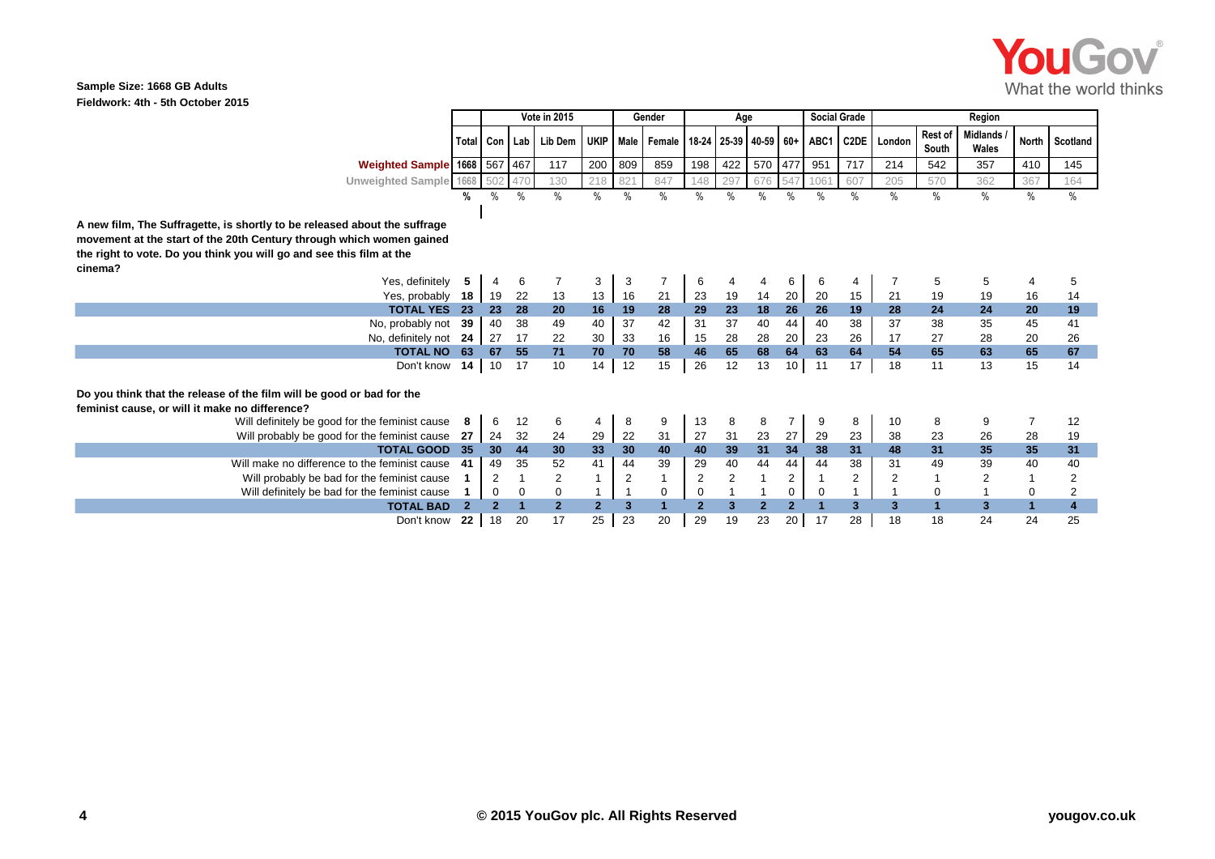**Sample Size: 1668 GB Adults**
**Fieldwork: 4th - 5th October 2015**

| | | Vote in 2015 | | | | Gender | | Age | | | | Social Grade | | Region | | | | |
|---|---|---|---|---|---|---|---|---|---|---|---|---|---|---|---|---|---|---|
| | Total | Con | Lab | Lib Dem | UKIP | Male | Female | 18-24 | 25-39 | 40-59 | 60+ | ABC1 | C2DE | London | Rest of South | Midlands / Wales | North | Scotland |
| **Weighted Sample** | 1668 | 567 | 467 | 117 | 200 | 809 | 859 | 198 | 422 | 570 | 477 | 951 | 717 | 214 | 542 | 357 | 410 | 145 |
| Unweighted Sample | 1668 | 502 | 470 | 130 | 218 | 821 | 847 | 148 | 297 | 676 | 547 | 1061 | 607 | 205 | 570 | 362 | 367 | 164 |
| | % | % | % | % | % | % | % | % | % | % | % | % | % | % | % | % | % | % |
| **A new film, The Suffragette, is shortly to be released about the suffrage movement at the start of the 20th Century through which women gained the right to vote. Do you think you will go and see this film at the cinema?** | | | | | | | | | | | | | | | | | | |
| Yes, definitely | 5 | 4 | 6 | 7 | 3 | 3 | 7 | 6 | 4 | 4 | 6 | 6 | 4 | 7 | 5 | 5 | 4 | 5 |
| Yes, probably | 18 | 19 | 22 | 13 | 13 | 16 | 21 | 23 | 19 | 14 | 20 | 20 | 15 | 21 | 19 | 19 | 16 | 14 |
| **TOTAL YES** | **23** | **23** | **28** | **20** | **16** | **19** | **28** | **29** | **23** | **18** | **26** | **26** | **19** | **28** | **24** | **24** | **20** | **19** |
| No, probably not | 39 | 40 | 38 | 49 | 40 | 37 | 42 | 31 | 37 | 40 | 44 | 40 | 38 | 37 | 38 | 35 | 45 | 41 |
| No, definitely not | 24 | 27 | 17 | 22 | 30 | 33 | 16 | 15 | 28 | 28 | 20 | 23 | 26 | 17 | 27 | 28 | 20 | 26 |
| **TOTAL NO** | **63** | **67** | **55** | **71** | **70** | **70** | **58** | **46** | **65** | **68** | **64** | **63** | **64** | **54** | **65** | **63** | **65** | **67** |
| Don't know | 14 | 10 | 17 | 10 | 14 | 12 | 15 | 26 | 12 | 13 | 10 | 11 | 17 | 18 | 11 | 13 | 15 | 14 |
| **Do you think that the release of the film will be good or bad for the feminist cause, or will it make no difference?** | | | | | | | | | | | | | | | | | | |
| Will definitely be good for the feminist cause | 8 | 6 | 12 | 6 | 4 | 8 | 9 | 13 | 8 | 8 | 7 | 9 | 8 | 10 | 8 | 9 | 7 | 12 |
| Will probably be good for the feminist cause | 27 | 24 | 32 | 24 | 29 | 22 | 31 | 27 | 31 | 23 | 27 | 29 | 23 | 38 | 23 | 26 | 28 | 19 |
| **TOTAL GOOD** | **35** | **30** | **44** | **30** | **33** | **30** | **40** | **40** | **39** | **31** | **34** | **38** | **31** | **48** | **31** | **35** | **35** | **31** |
| Will make no difference to the feminist cause | 41 | 49 | 35 | 52 | 41 | 44 | 39 | 29 | 40 | 44 | 44 | 44 | 38 | 31 | 49 | 39 | 40 | 40 |
| Will probably be bad for the feminist cause | 1 | 2 | 1 | 2 | 1 | 2 | 1 | 2 | 2 | 1 | 2 | 1 | 2 | 2 | 1 | 2 | 1 | 2 |
| Will definitely be bad for the feminist cause | 1 | 0 | 0 | 0 | 1 | 1 | 0 | 0 | 1 | 1 | 0 | 0 | 1 | 1 | 0 | 1 | 0 | 2 |
| **TOTAL BAD** | **2** | **2** | **1** | **2** | **2** | **3** | **1** | **2** | **3** | **2** | **2** | **1** | **3** | **3** | **1** | **3** | **1** | **4** |
| Don't know | 22 | 18 | 20 | 17 | 25 | 23 | 20 | 29 | 19 | 23 | 20 | 17 | 28 | 18 | 18 | 24 | 24 | 25 |